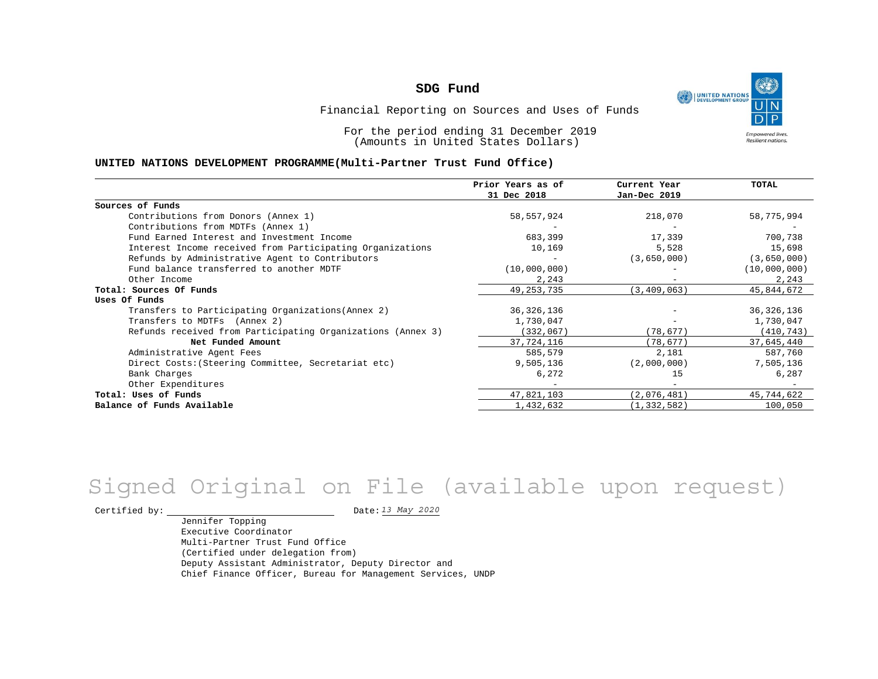# SDG Fund

Financial Reporting on Sources and Uses of Funds

For the period ending 31 December 2019
(Amounts in United States Dollars)

**UNITED NATIONS DEVELOPMENT PROGRAMME(Multi-Partner Trust Fund Office)**

| | Prior Years as of 31 Dec 2018 | Current Year Jan-Dec 2019 | TOTAL |
|---|---|---|---|
| **Sources of Funds** | | | |
| Contributions from Donors (Annex 1) | 58,557,924 | 218,070 | 58,775,994 |
| Contributions from MDTFs (Annex 1) | - | - | - |
| Fund Earned Interest and Investment Income | 683,399 | 17,339 | 700,738 |
| Interest Income received from Participating Organizations | 10,169 | 5,528 | 15,698 |
| Refunds by Administrative Agent to Contributors | - | (3,650,000) | (3,650,000) |
| Fund balance transferred to another MDTF | (10,000,000) | - | (10,000,000) |
| Other Income | 2,243 | - | 2,243 |
| **Total: Sources Of Funds** | 49,253,735 | (3,409,063) | 45,844,672 |
| **Uses Of Funds** | | | |
| Transfers to Participating Organizations(Annex 2) | 36,326,136 | - | 36,326,136 |
| Transfers to MDTFs (Annex 2) | 1,730,047 | - | 1,730,047 |
| Refunds received from Participating Organizations (Annex 3) | (332,067) | (78,677) | (410,743) |
| **Net Funded Amount** | 37,724,116 | (78,677) | 37,645,440 |
| Administrative Agent Fees | 585,579 | 2,181 | 587,760 |
| Direct Costs:(Steering Committee, Secretariat etc) | 9,505,136 | (2,000,000) | 7,505,136 |
| Bank Charges | 6,272 | 15 | 6,287 |
| Other Expenditures | - | - | - |
| **Total: Uses of Funds** | 47,821,103 | (2,076,481) | 45,744,622 |
| **Balance of Funds Available** | 1,432,632 | (1,332,582) | 100,050 |

Signed Original on File (available upon request)

Certified by: ______________________ Date: *13 May 2020*

Jennifer Topping
Executive Coordinator
Multi-Partner Trust Fund Office
(Certified under delegation from)
Deputy Assistant Administrator, Deputy Director and
Chief Finance Officer, Bureau for Management Services, UNDP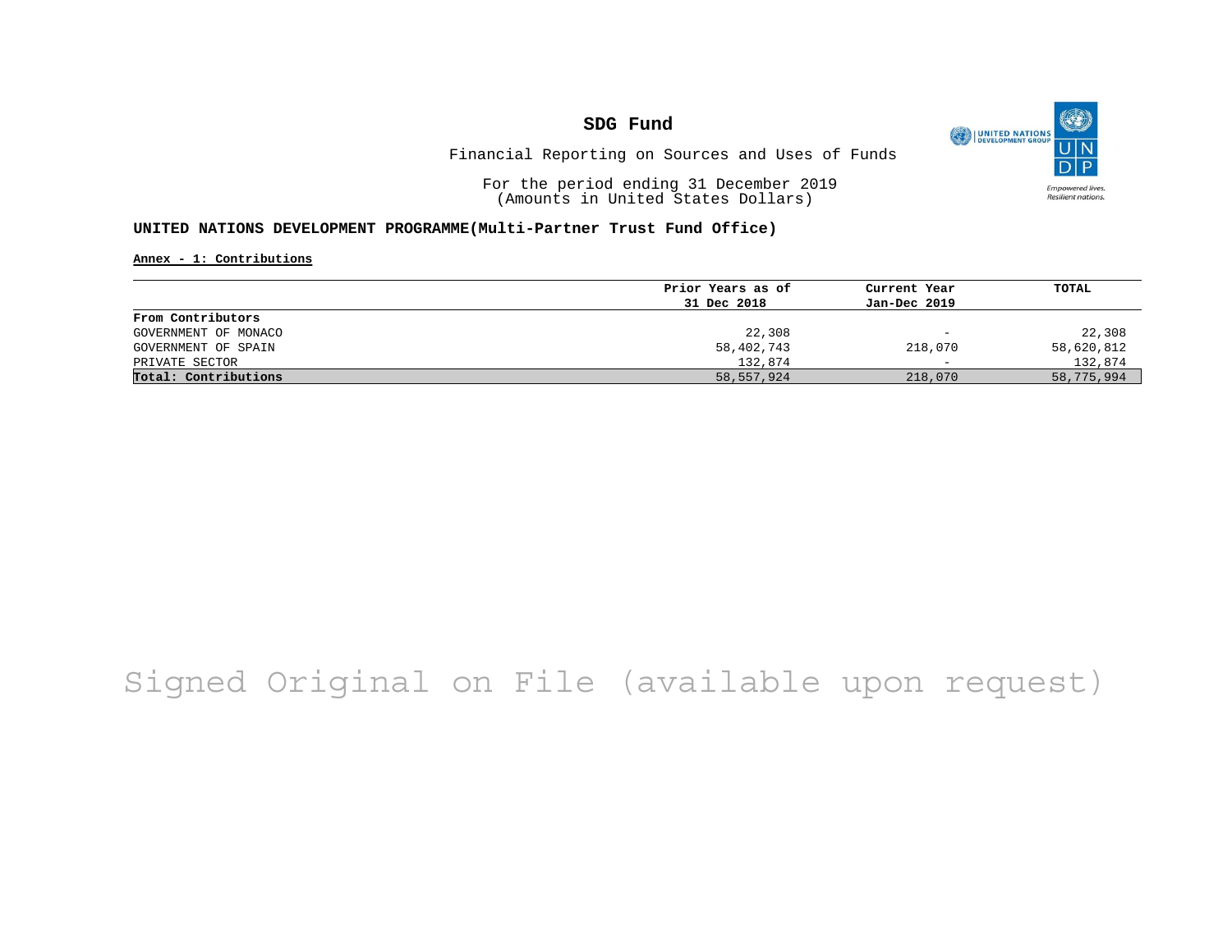# SDG Fund

Financial Reporting on Sources and Uses of Funds

For the period ending 31 December 2019
(Amounts in United States Dollars)

### UNITED NATIONS DEVELOPMENT PROGRAMME(Multi-Partner Trust Fund Office)

**Annex - 1: Contributions**

| | Prior Years as of 31 Dec 2018 | Current Year Jan-Dec 2019 | TOTAL |
|---|---|---|---|
| **From Contributors** | | | |
| GOVERNMENT OF MONACO | 22,308 | - | 22,308 |
| GOVERNMENT OF SPAIN | 58,402,743 | 218,070 | 58,620,812 |
| PRIVATE SECTOR | 132,874 | - | 132,874 |
| **Total: Contributions** | 58,557,924 | 218,070 | 58,775,994 |

Signed Original on File (available upon request)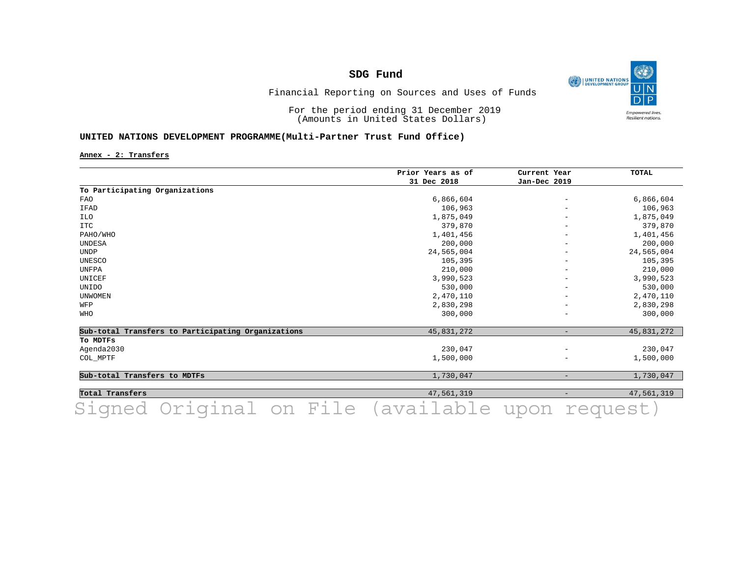# SDG Fund

Financial Reporting on Sources and Uses of Funds

For the period ending 31 December 2019
(Amounts in United States Dollars)

## UNITED NATIONS DEVELOPMENT PROGRAMME(Multi-Partner Trust Fund Office)

**Annex - 2: Transfers**

| | Prior Years as of 31 Dec 2018 | Current Year Jan-Dec 2019 | TOTAL |
|---|---|---|---|
| **To Participating Organizations** | | | |
| FAO | 6,866,604 | - | 6,866,604 |
| IFAD | 106,963 | - | 106,963 |
| ILO | 1,875,049 | - | 1,875,049 |
| ITC | 379,870 | - | 379,870 |
| PAHO/WHO | 1,401,456 | - | 1,401,456 |
| UNDESA | 200,000 | - | 200,000 |
| UNDP | 24,565,004 | - | 24,565,004 |
| UNESCO | 105,395 | - | 105,395 |
| UNFPA | 210,000 | - | 210,000 |
| UNICEF | 3,990,523 | - | 3,990,523 |
| UNIDO | 530,000 | - | 530,000 |
| UNWOMEN | 2,470,110 | - | 2,470,110 |
| WFP | 2,830,298 | - | 2,830,298 |
| WHO | 300,000 | - | 300,000 |
| **Sub-total Transfers to Participating Organizations** | 45,831,272 | - | 45,831,272 |
| **To MDTFs** | | | |
| Agenda2030 | 230,047 | - | 230,047 |
| COL_MPTF | 1,500,000 | - | 1,500,000 |
| **Sub-total Transfers to MDTFs** | 1,730,047 | - | 1,730,047 |
| **Total Transfers** | 47,561,319 | - | 47,561,319 |

Signed Original on File (available upon request)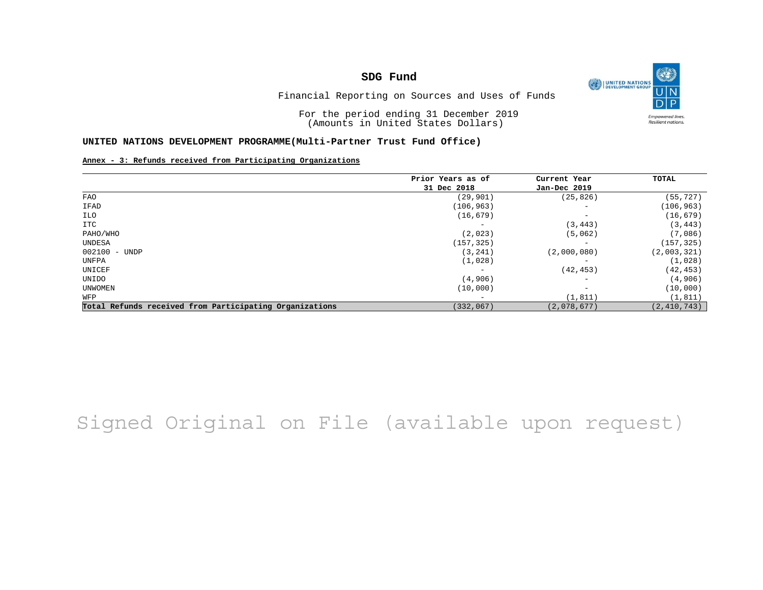# SDG Fund

Financial Reporting on Sources and Uses of Funds

For the period ending 31 December 2019
(Amounts in United States Dollars)

**UNITED NATIONS DEVELOPMENT PROGRAMME(Multi-Partner Trust Fund Office)**

**Annex - 3: Refunds received from Participating Organizations**

| | Prior Years as of 31 Dec 2018 | Current Year Jan-Dec 2019 | TOTAL |
|---|---|---|---|
| FAO | (29,901) | (25,826) | (55,727) |
| IFAD | (106,963) | - | (106,963) |
| ILO | (16,679) | - | (16,679) |
| ITC | - | (3,443) | (3,443) |
| PAHO/WHO | (2,023) | (5,062) | (7,086) |
| UNDESA | (157,325) | - | (157,325) |
| 002100 - UNDP | (3,241) | (2,000,080) | (2,003,321) |
| UNFPA | (1,028) | - | (1,028) |
| UNICEF | - | (42,453) | (42,453) |
| UNIDO | (4,906) | - | (4,906) |
| UNWOMEN | (10,000) | - | (10,000) |
| WFP | - | (1,811) | (1,811) |
| **Total Refunds received from Participating Organizations** | (332,067) | (2,078,677) | (2,410,743) |

Signed Original on File (available upon request)